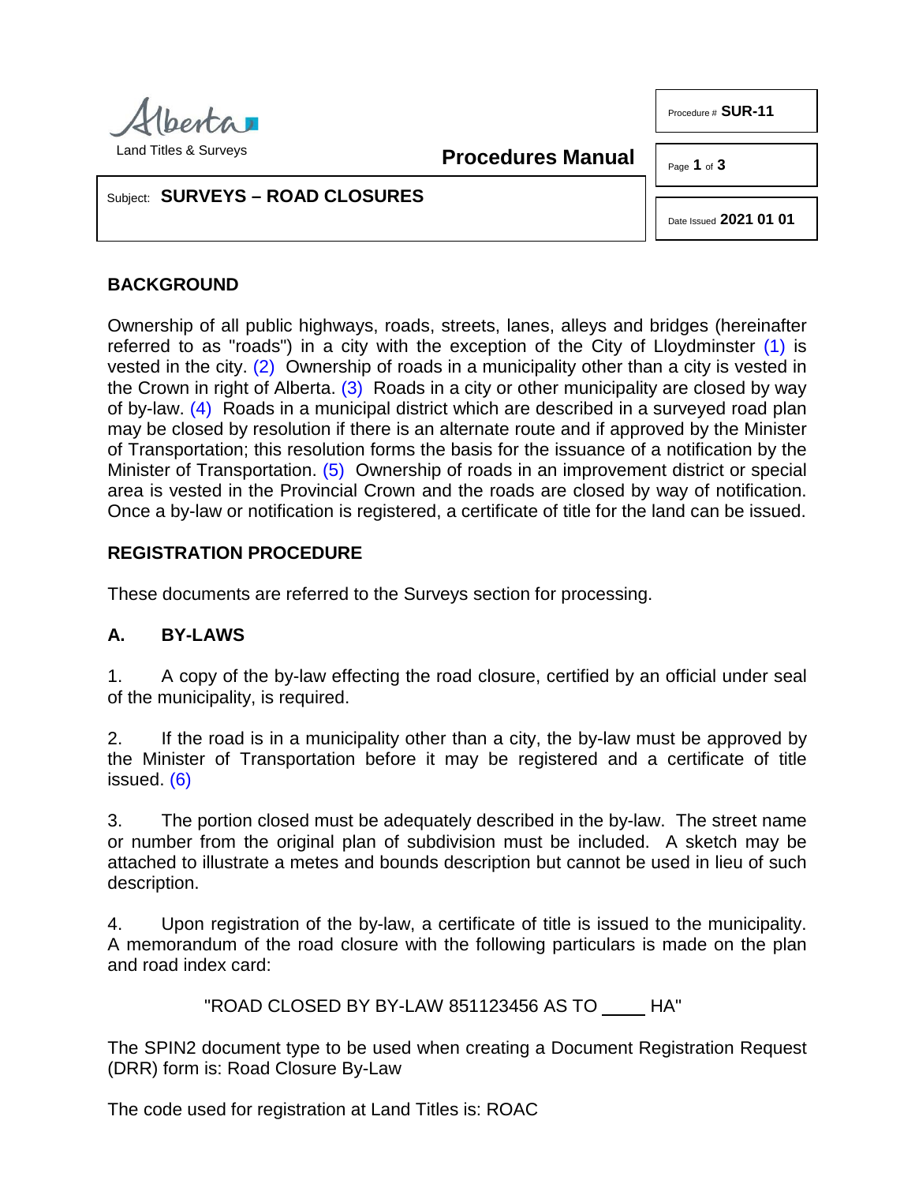Land Titles & Surveys

**Procedures Manual**

Procedure # **SUR-11**

Subject: **SURVEYS – ROAD CLOSURES**

Date Issued **2021 01 01**

## BACKGROUND

Ownership of all public highways, roads, streets, lanes, alleys and bridges (hereinafter referred to as "roads") in a city with the exception of the City of Lloydminster (1) is vested in the city. (2) Ownership of roads in a municipality other than a city is vested in the Crown in right of Alberta. (3) Roads in a city or other municipality are closed by way of by-law. (4) Roads in a municipal district which are described in a surveyed road plan may be closed by resolution if there is an alternate route and if approved by the Minister of Transportation; this resolution forms the basis for the issuance of a notification by the Minister of Transportation. (5) Ownership of roads in an improvement district or special area is vested in the Provincial Crown and the roads are closed by way of notification. Once a by-law or notification is registered, a certificate of title for the land can be issued.

## REGISTRATION PROCEDURE

These documents are referred to the Surveys section for processing.

### A. BY-LAWS

1. A copy of the by-law effecting the road closure, certified by an official under seal of the municipality, is required.

2. If the road is in a municipality other than a city, the by-law must be approved by the Minister of Transportation before it may be registered and a certificate of title issued. (6)

3. The portion closed must be adequately described in the by-law. The street name or number from the original plan of subdivision must be included. A sketch may be attached to illustrate a metes and bounds description but cannot be used in lieu of such description.

4. Upon registration of the by-law, a certificate of title is issued to the municipality. A memorandum of the road closure with the following particulars is made on the plan and road index card:

"ROAD CLOSED BY BY-LAW 851123456 AS TO ____ HA"

The SPIN2 document type to be used when creating a Document Registration Request (DRR) form is: Road Closure By-Law

The code used for registration at Land Titles is: ROAC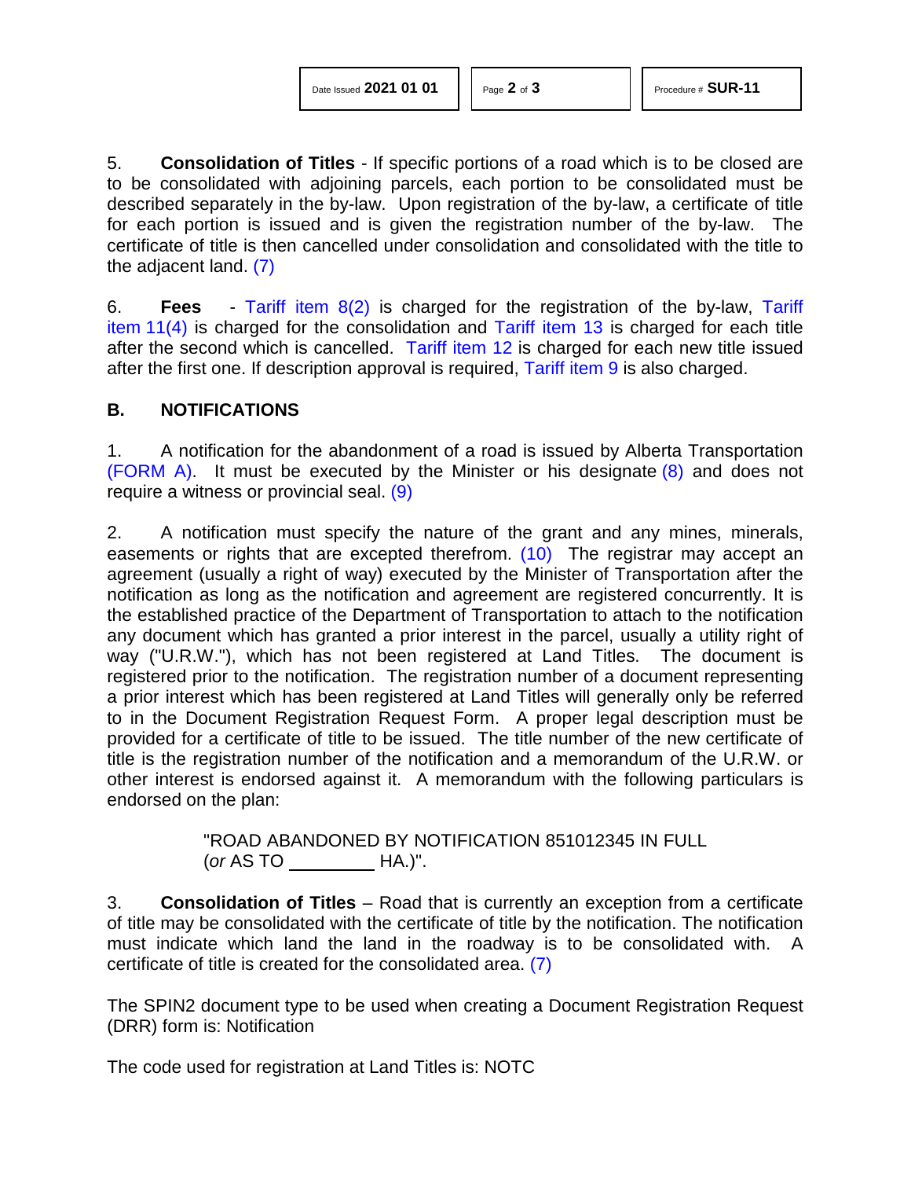5. **Consolidation of Titles** - If specific portions of a road which is to be closed are to be consolidated with adjoining parcels, each portion to be consolidated must be described separately in the by-law. Upon registration of the by-law, a certificate of title for each portion is issued and is given the registration number of the by-law. The certificate of title is then cancelled under consolidation and consolidated with the title to the adjacent land. (7)

6. **Fees** - Tariff item 8(2) is charged for the registration of the by-law, Tariff item 11(4) is charged for the consolidation and Tariff item 13 is charged for each title after the second which is cancelled. Tariff item 12 is charged for each new title issued after the first one. If description approval is required, Tariff item 9 is also charged.

## B. NOTIFICATIONS

1. A notification for the abandonment of a road is issued by Alberta Transportation (FORM A). It must be executed by the Minister or his designate (8) and does not require a witness or provincial seal. (9)

2. A notification must specify the nature of the grant and any mines, minerals, easements or rights that are excepted therefrom. (10) The registrar may accept an agreement (usually a right of way) executed by the Minister of Transportation after the notification as long as the notification and agreement are registered concurrently. It is the established practice of the Department of Transportation to attach to the notification any document which has granted a prior interest in the parcel, usually a utility right of way ("U.R.W."), which has not been registered at Land Titles. The document is registered prior to the notification. The registration number of a document representing a prior interest which has been registered at Land Titles will generally only be referred to in the Document Registration Request Form. A proper legal description must be provided for a certificate of title to be issued. The title number of the new certificate of title is the registration number of the notification and a memorandum of the U.R.W. or other interest is endorsed against it. A memorandum with the following particulars is endorsed on the plan:

> "ROAD ABANDONED BY NOTIFICATION 851012345 IN FULL
> (*or* AS TO _________ HA.)".

3. **Consolidation of Titles** – Road that is currently an exception from a certificate of title may be consolidated with the certificate of title by the notification. The notification must indicate which land the land in the roadway is to be consolidated with. A certificate of title is created for the consolidated area. (7)

The SPIN2 document type to be used when creating a Document Registration Request (DRR) form is: Notification

The code used for registration at Land Titles is: NOTC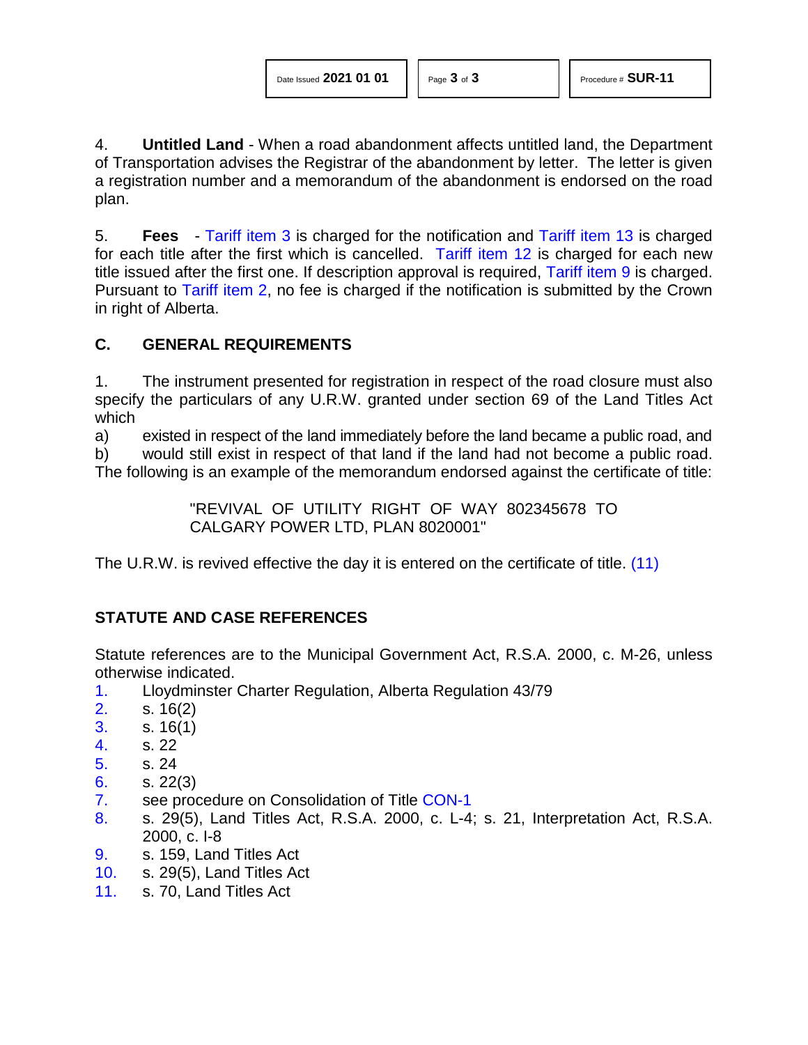4. **Untitled Land** - When a road abandonment affects untitled land, the Department of Transportation advises the Registrar of the abandonment by letter. The letter is given a registration number and a memorandum of the abandonment is endorsed on the road plan.

5. **Fees** - Tariff item 3 is charged for the notification and Tariff item 13 is charged for each title after the first which is cancelled. Tariff item 12 is charged for each new title issued after the first one. If description approval is required, Tariff item 9 is charged. Pursuant to Tariff item 2, no fee is charged if the notification is submitted by the Crown in right of Alberta.

## C. GENERAL REQUIREMENTS

1. The instrument presented for registration in respect of the road closure must also specify the particulars of any U.R.W. granted under section 69 of the Land Titles Act which

a) existed in respect of the land immediately before the land became a public road, and

b) would still exist in respect of that land if the land had not become a public road.

The following is an example of the memorandum endorsed against the certificate of title:

> "REVIVAL OF UTILITY RIGHT OF WAY 802345678 TO CALGARY POWER LTD, PLAN 8020001"

The U.R.W. is revived effective the day it is entered on the certificate of title. (11)

## STATUTE AND CASE REFERENCES

Statute references are to the Municipal Government Act, R.S.A. 2000, c. M-26, unless otherwise indicated.

1. Lloydminster Charter Regulation, Alberta Regulation 43/79
2. s. 16(2)
3. s. 16(1)
4. s. 22
5. s. 24
6. s. 22(3)
7. see procedure on Consolidation of Title CON-1
8. s. 29(5), Land Titles Act, R.S.A. 2000, c. L-4; s. 21, Interpretation Act, R.S.A. 2000, c. I-8
9. s. 159, Land Titles Act
10. s. 29(5), Land Titles Act
11. s. 70, Land Titles Act